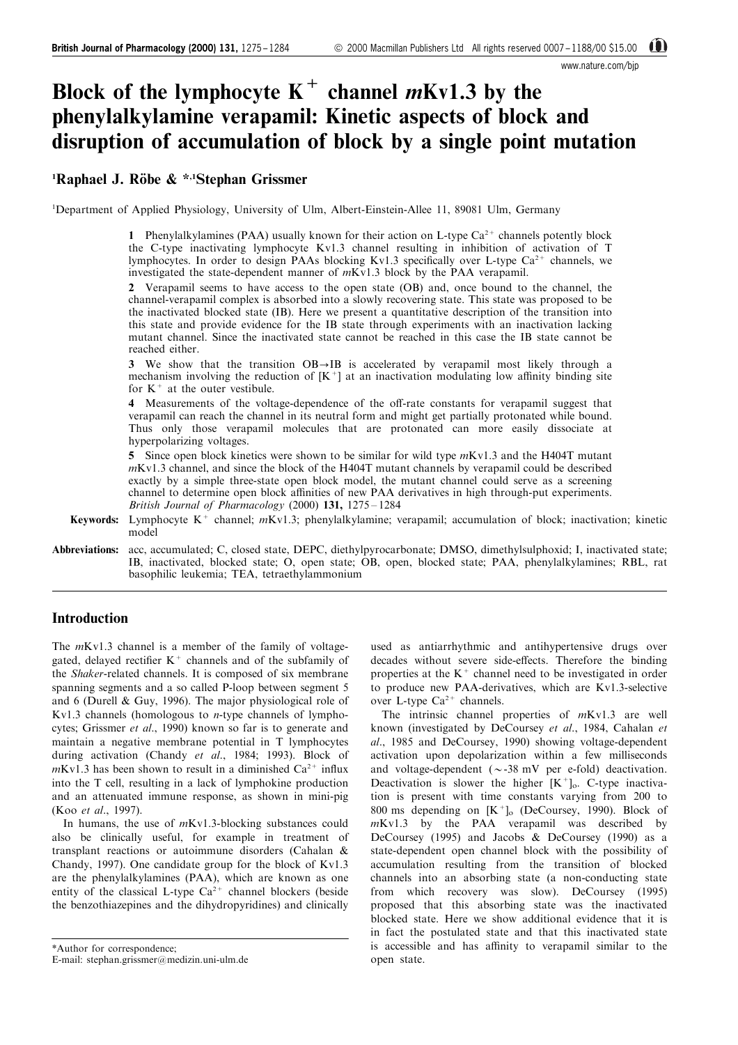# Block of the lymphocyte $K^+$ channel *m*Kv1.3 by the phenylalkylamine verapamil: Kinetic aspects of block and disruption of accumulation of block by a single point mutation

[1]Raphael J. Röbe & *,[1]Stephan Grissmer

[1]Department of Applied Physiology, University of Ulm, Albert-Einstein-Allee 11, 89081 Ulm, Germany

**1** Phenylalkylamines (PAA) usually known for their action on L-type $Ca^{2+}$ channels potently block the C-type inactivating lymphocyte Kv1.3 channel resulting in inhibition of activation of T lymphocytes. In order to design PAAs blocking Kv1.3 specifically over L-type $Ca^{2+}$ channels, we investigated the state-dependent manner of *m*Kv1.3 block by the PAA verapamil.

**2** Verapamil seems to have access to the open state (OB) and, once bound to the channel, the channel-verapamil complex is absorbed into a slowly recovering state. This state was proposed to be the inactivated blocked state (IB). Here we present a quantitative description of the transition into this state and provide evidence for the IB state through experiments with an inactivation lacking mutant channel. Since the inactivated state cannot be reached in this case the IB state cannot be reached either.

**3** We show that the transition OB→IB is accelerated by verapamil most likely through a mechanism involving the reduction of $[K^+]$ at an inactivation modulating low affinity binding site for $K^+$ at the outer vestibule.

**4** Measurements of the voltage-dependence of the off-rate constants for verapamil suggest that verapamil can reach the channel in its neutral form and might get partially protonated while bound. Thus only those verapamil molecules that are protonated can more easily dissociate at hyperpolarizing voltages.

**5** Since open block kinetics were shown to be similar for wild type *m*Kv1.3 and the H404T mutant *m*Kv1.3 channel, and since the block of the H404T mutant channels by verapamil could be described exactly by a simple three-state open block model, the mutant channel could serve as a screening channel to determine open block affinities of new PAA derivatives in high through-put experiments.
*British Journal of Pharmacology* (2000) **131,** 1275–1284

**Keywords:** Lymphocyte $K^+$ channel; *m*Kv1.3; phenylalkylamine; verapamil; accumulation of block; inactivation; kinetic model

**Abbreviations:** acc, accumulated; C, closed state, DEPC, diethylpyrocarbonate; DMSO, dimethylsulphoxid; I, inactivated state; IB, inactivated, blocked state; O, open state; OB, open, blocked state; PAA, phenylalkylamines; RBL, rat basophilic leukemia; TEA, tetraethylammonium

## Introduction

The *m*Kv1.3 channel is a member of the family of voltage-gated, delayed rectifier $K^+$ channels and of the subfamily of the *Shaker*-related channels. It is composed of six membrane spanning segments and a so called P-loop between segment 5 and 6 (Durell & Guy, 1996). The major physiological role of Kv1.3 channels (homologous to *n*-type channels of lymphocytes; Grissmer *et al*., 1990) known so far is to generate and maintain a negative membrane potential in T lymphocytes during activation (Chandy *et al*., 1984; 1993). Block of *m*Kv1.3 has been shown to result in a diminished $Ca^{2+}$ influx into the T cell, resulting in a lack of lymphokine production and an attenuated immune response, as shown in mini-pig (Koo *et al*., 1997).

In humans, the use of *m*Kv1.3-blocking substances could also be clinically useful, for example in treatment of transplant reactions or autoimmune disorders (Cahalan & Chandy, 1997). One candidate group for the block of Kv1.3 are the phenylalkylamines (PAA), which are known as one entity of the classical L-type $Ca^{2+}$ channel blockers (beside the benzothiazepines and the dihydropyridines) and clinically used as antiarrhythmic and antihypertensive drugs over decades without severe side-effects. Therefore the binding properties at the $K^+$ channel need to be investigated in order to produce new PAA-derivatives, which are Kv1.3-selective over L-type $Ca^{2+}$ channels.

The intrinsic channel properties of *m*Kv1.3 are well known (investigated by DeCoursey *et al*., 1984, Cahalan *et al*., 1985 and DeCoursey, 1990) showing voltage-dependent activation upon depolarization within a few milliseconds and voltage-dependent (~-38 mV per e-fold) deactivation. Deactivation is slower the higher $[K^+]_o$. C-type inactivation is present with time constants varying from 200 to 800 ms depending on $[K^+]_o$ (DeCoursey, 1990). Block of *m*Kv1.3 by the PAA verapamil was described by DeCoursey (1995) and Jacobs & DeCoursey (1990) as a state-dependent open channel block with the possibility of accumulation resulting from the transition of blocked channels into an absorbing state (a non-conducting state from which recovery was slow). DeCoursey (1995) proposed that this absorbing state was the inactivated blocked state. Here we show additional evidence that it is in fact the postulated state and that this inactivated state is accessible and has affinity to verapamil similar to the open state.

*Author for correspondence;
E-mail: stephan.grissmer@medizin.uni-ulm.de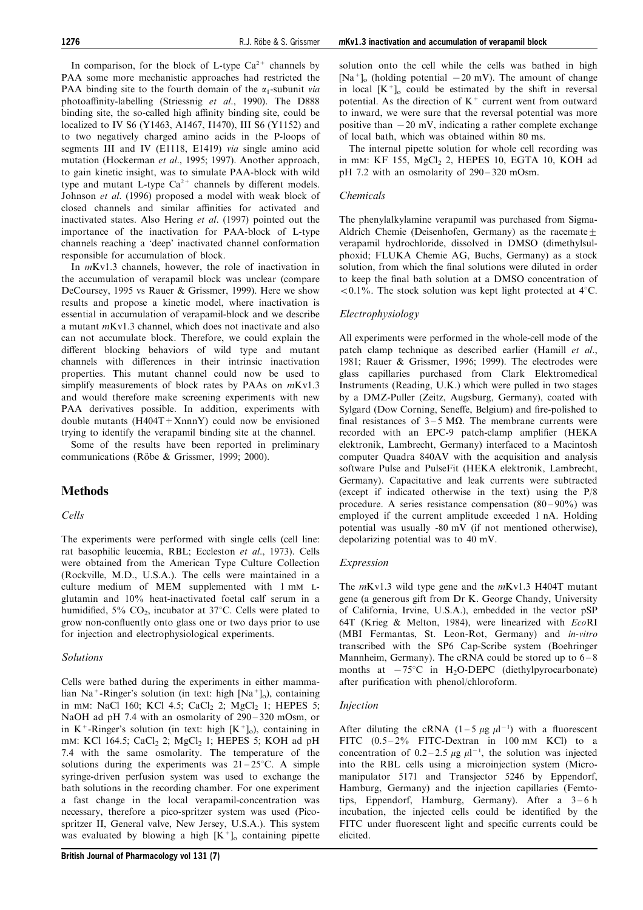In comparison, for the block of L-type $Ca^{2+}$ channels by PAA some more mechanistic approaches had restricted the PAA binding site to the fourth domain of the $\alpha_1$-subunit *via* photoaffinity-labelling (Striessnig *et al*., 1990). The D888 binding site, the so-called high affinity binding site, could be localized to IV S6 (Y1463, A1467, I1470), III S6 (Y1152) and to two negatively charged amino acids in the P-loops of segments III and IV (E1118, E1419) *via* single amino acid mutation (Hockerman *et al*., 1995; 1997). Another approach, to gain kinetic insight, was to simulate PAA-block with wild type and mutant L-type $Ca^{2+}$ channels by different models. Johnson *et al*. (1996) proposed a model with weak block of closed channels and similar affinities for activated and inactivated states. Also Hering *et al*. (1997) pointed out the importance of the inactivation for PAA-block of L-type channels reaching a 'deep' inactivated channel conformation responsible for accumulation of block.

In *m*Kv1.3 channels, however, the role of inactivation in the accumulation of verapamil block was unclear (compare DeCoursey, 1995 vs Rauer & Grissmer, 1999). Here we show results and propose a kinetic model, where inactivation is essential in accumulation of verapamil-block and we describe a mutant *m*Kv1.3 channel, which does not inactivate and also can not accumulate block. Therefore, we could explain the different blocking behaviors of wild type and mutant channels with differences in their intrinsic inactivation properties. This mutant channel could now be used to simplify measurements of block rates by PAAs on *m*Kv1.3 and would therefore make screening experiments with new PAA derivatives possible. In addition, experiments with double mutants (H404T + XnnnY) could now be envisioned trying to identify the verapamil binding site at the channel.

Some of the results have been reported in preliminary communications (Röbe & Grissmer, 1999; 2000).

## Methods

### *Cells*

The experiments were performed with single cells (cell line: rat basophilic leucemia, RBL; Eccleston *et al*., 1973). Cells were obtained from the American Type Culture Collection (Rockville, M.D., U.S.A.). The cells were maintained in a culture medium of MEM supplemented with 1 mM L-glutamin and 10% heat-inactivated foetal calf serum in a humidified, 5% $CO_2$, incubator at 37°C. Cells were plated to grow non-confluently onto glass one or two days prior to use for injection and electrophysiological experiments.

### *Solutions*

Cells were bathed during the experiments in either mammalian $Na^+$-Ringer's solution (in text: high $[Na^+]_o$), containing in mM: NaCl 160; KCl 4.5; $CaCl_2$ 2; $MgCl_2$ 1; HEPES 5; NaOH ad pH 7.4 with an osmolarity of 290 – 320 mOsm, or in $K^+$-Ringer's solution (in text: high $[K^+]_o$), containing in mM: KCl 164.5; $CaCl_2$ 2; $MgCl_2$ 1; HEPES 5; KOH ad pH 7.4 with the same osmolarity. The temperature of the solutions during the experiments was 21 – 25°C. A simple syringe-driven perfusion system was used to exchange the bath solutions in the recording chamber. For one experiment a fast change in the local verapamil-concentration was necessary, therefore a pico-spritzer system was used (Picospritzer II, General valve, New Jersey, U.S.A.). This system was evaluated by blowing a high $[K^+]_o$ containing pipette solution onto the cell while the cells was bathed in high $[Na^+]_o$ (holding potential −20 mV). The amount of change in local $[K^+]_o$ could be estimated by the shift in reversal potential. As the direction of $K^+$ current went from outward to inward, we were sure that the reversal potential was more positive than −20 mV, indicating a rather complete exchange of local bath, which was obtained within 80 ms.

The internal pipette solution for whole cell recording was in mM: KF 155, $MgCl_2$ 2, HEPES 10, EGTA 10, KOH ad pH 7.2 with an osmolarity of 290 – 320 mOsm.

### *Chemicals*

The phenylalkylamine verapamil was purchased from Sigma-Aldrich Chemie (Deisenhofen, Germany) as the racemate ± verapamil hydrochloride, dissolved in DMSO (dimethylsulphoxid; FLUKA Chemie AG, Buchs, Germany) as a stock solution, from which the final solutions were diluted in order to keep the final bath solution at a DMSO concentration of <0.1%. The stock solution was kept light protected at 4°C.

### *Electrophysiology*

All experiments were performed in the whole-cell mode of the patch clamp technique as described earlier (Hamill *et al*., 1981; Rauer & Grissmer, 1996; 1999). The electrodes were glass capillaries purchased from Clark Elektromedical Instruments (Reading, U.K.) which were pulled in two stages by a DMZ-Puller (Zeitz, Augsburg, Germany), coated with Sylgard (Dow Corning, Seneffe, Belgium) and fire-polished to final resistances of 3 – 5 MΩ. The membrane currents were recorded with an EPC-9 patch-clamp amplifier (HEKA elektronik, Lambrecht, Germany) interfaced to a Macintosh computer Quadra 840AV with the acquisition and analysis software Pulse and PulseFit (HEKA elektronik, Lambrecht, Germany). Capacitative and leak currents were subtracted (except if indicated otherwise in the text) using the P/8 procedure. A series resistance compensation (80 – 90%) was employed if the current amplitude exceeded 1 nA. Holding potential was usually -80 mV (if not mentioned otherwise), depolarizing potential was to 40 mV.

### *Expression*

The *m*Kv1.3 wild type gene and the *m*Kv1.3 H404T mutant gene (a generous gift from Dr K. George Chandy, University of California, Irvine, U.S.A.), embedded in the vector pSP 64T (Krieg & Melton, 1984), were linearized with *Eco*RI (MBI Fermantas, St. Leon-Rot, Germany) and *in-vitro* transcribed with the SP6 Cap-Scribe system (Boehringer Mannheim, Germany). The cRNA could be stored up to 6 – 8 months at −75°C in $H_2O$-DEPC (diethylpyrocarbonate) after purification with phenol/chloroform.

### *Injection*

After diluting the cRNA (1 – 5 $\mu g\ \mu l^{-1}$) with a fluorescent FITC (0.5 – 2% FITC-Dextran in 100 mM KCl) to a concentration of 0.2 – 2.5 $\mu g\ \mu l^{-1}$, the solution was injected into the RBL cells using a microinjection system (Micromanipulator 5171 and Transjector 5246 by Eppendorf, Hamburg, Germany) and the injection capillaries (Femtotips, Eppendorf, Hamburg, Germany). After a 3 – 6 h incubation, the injected cells could be identified by the FITC under fluorescent light and specific currents could be elicited.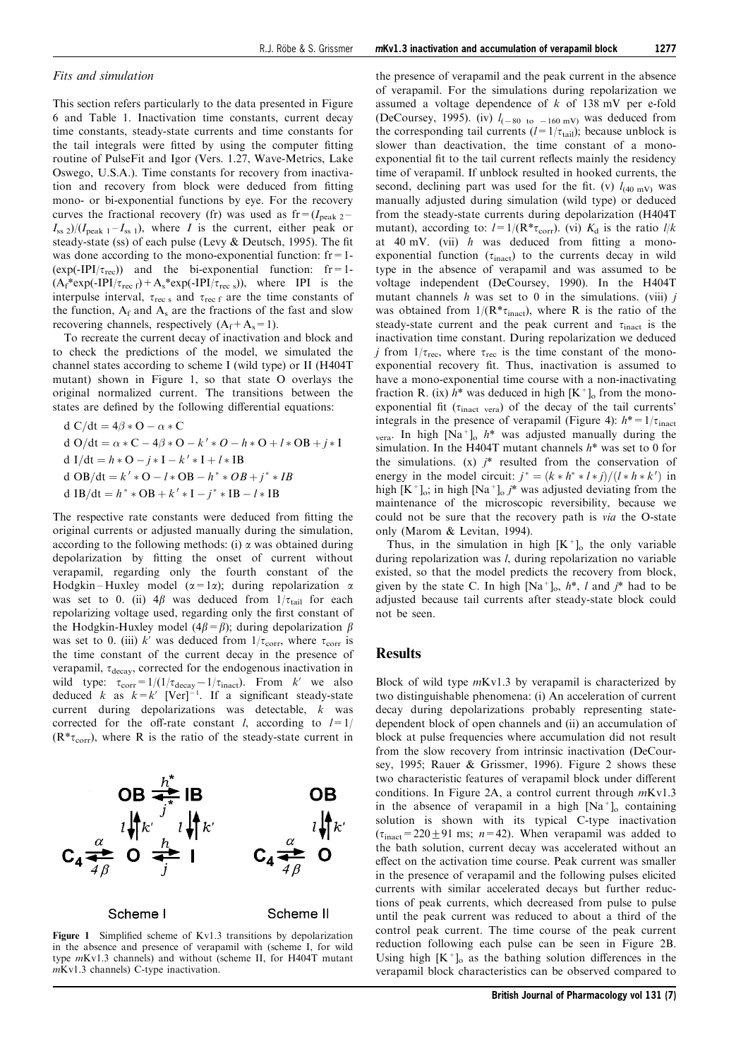### Fits and simulation

This section refers particularly to the data presented in Figure 6 and Table 1. Inactivation time constants, current decay time constants, steady-state currents and time constants for the tail integrals were fitted by using the computer fitting routine of PulseFit and Igor (Vers. 1.27, Wave-Metrics, Lake Oswego, U.S.A.). Time constants for recovery from inactivation and recovery from block were deduced from fitting mono- or bi-exponential functions by eye. For the recovery curves the fractional recovery (fr) was used as $fr = (I_{peak\ 2} - I_{ss\ 2})/(I_{peak\ 1} - I_{ss\ 1})$, where $I$ is the current, either peak or steady-state (ss) of each pulse (Levy & Deutsch, 1995). The fit was done according to the mono-exponential function: $fr = 1 - (\exp(-IPI/\tau_{rec}))$ and the bi-exponential function: $fr = 1 - (A_f * \exp(-IPI/\tau_{rec\ f}) + A_s * \exp(-IPI/\tau_{rec\ s}))$, where IPI is the interpulse interval, $\tau_{rec\ s}$ and $\tau_{rec\ f}$ are the time constants of the function, $A_f$ and $A_s$ are the fractions of the fast and slow recovering channels, respectively ($A_f + A_s = 1$).

To recreate the current decay of inactivation and block and to check the predictions of the model, we simulated the channel states according to scheme I (wild type) or II (H404T mutant) shown in Figure 1, so that state O overlays the original normalized current. The transitions between the states are defined by the following differential equations:

$$d\,C/dt = 4\beta * O - \alpha * C$$
$$d\,O/dt = \alpha * C - 4\beta * O - k' * O - h * O + l * OB + j * I$$
$$d\,I/dt = h * O - j * I - k' * I + l * IB$$
$$d\,OB/dt = k' * O - l * OB - h^* * OB + j^* * IB$$
$$d\,IB/dt = h^* * OB + k' * I - j^* * IB - l * IB$$

The respective rate constants were deduced from fitting the original currents or adjusted manually during the simulation, according to the following methods: (i) $\alpha$ was obtained during depolarization by fitting the onset of current without verapamil, regarding only the fourth constant of the Hodgkin–Huxley model ($\alpha = 1\alpha$); during repolarization $\alpha$ was set to 0. (ii) $4\beta$ was deduced from $1/\tau_{tail}$ for each repolarizing voltage used, regarding only the first constant of the Hodgkin-Huxley model ($4\beta = \beta$); during depolarization $\beta$ was set to 0. (iii) $k'$ was deduced from $1/\tau_{corr}$, where $\tau_{corr}$ is the time constant of the current decay in the presence of verapamil, $\tau_{decay}$, corrected for the endogenous inactivation in wild type: $\tau_{corr} = 1/(1/\tau_{decay} - 1/\tau_{inact})$. From $k'$ we also deduced $k$ as $k = k'\ [\text{Ver}]^{-1}$. If a significant steady-state current during depolarizations was detectable, $k$ was corrected for the off-rate constant $l$, according to $l = 1/(R * \tau_{corr})$, where R is the ratio of the steady-state current in the presence of verapamil and the peak current in the absence of verapamil. For the simulations during repolarization we assumed a voltage dependence of $k$ of 138 mV per e-fold (DeCoursey, 1995). (iv) $l_{(-80\ \text{to}\ -160\ \text{mV})}$ was deduced from the corresponding tail currents ($l = 1/\tau_{tail}$); because unblock is slower than deactivation, the time constant of a mono-exponential fit to the tail current reflects mainly the residency time of verapamil. If unblock resulted in hooked currents, the second, declining part was used for the fit. (v) $l_{(40\ \text{mV})}$ was manually adjusted during simulation (wild type) or deduced from the steady-state currents during depolarization (H404T mutant), according to: $l = 1/(R * \tau_{corr})$. (vi) $K_d$ is the ratio $l/k$ at 40 mV. (vii) $h$ was deduced from fitting a mono-exponential function ($\tau_{inact}$) to the currents decay in wild type in the absence of verapamil and was assumed to be voltage independent (DeCoursey, 1990). In the H404T mutant channels $h$ was set to 0 in the simulations. (viii) $j$ was obtained from $1/(R * \tau_{inact})$, where R is the ratio of the steady-state current and the peak current and $\tau_{inact}$ is the inactivation time constant. During repolarization we deduced $j$ from $1/\tau_{rec}$, where $\tau_{rec}$ is the time constant of the mono-exponential recovery fit. Thus, inactivation is assumed to have a mono-exponential time course with a non-inactivating fraction R. (ix) $h^*$ was deduced in high $[K^+]_o$ from the mono-exponential fit ($\tau_{inact\ vera}$) of the decay of the tail currents' integrals in the presence of verapamil (Figure 4): $h^* = 1/\tau_{inact\ vera}$. In high $[Na^+]_o$ $h^*$ was adjusted manually during the simulation. In the H404T mutant channels $h^*$ was set to 0 for the simulations. (x) $j^*$ resulted from the conservation of energy in the model circuit: $j^* = (k * h^* * l * j)/(l * h * k')$ in high $[K^+]_o$; in high $[Na^+]_o$ $j^*$ was adjusted deviating from the maintenance of the microscopic reversibility, because we could not be sure that the recovery path is *via* the O-state only (Marom & Levitan, 1994).

Thus, in the simulation in high $[K^+]_o$ the only variable during repolarization was $l$, during repolarization no variable existed, so that the model predicts the recovery from block, given by the state C. In high $[Na^+]_o$, $h^*$, $l$ and $j^*$ had to be adjusted because tail currents after steady-state block could not be seen.

**Figure 1** Simplified scheme of Kv1.3 transitions by depolarization in the absence and presence of verapamil with (scheme I, for wild type *m*Kv1.3 channels) and without (scheme II, for H404T mutant *m*Kv1.3 channels) C-type inactivation.

## Results

Block of wild type *m*Kv1.3 by verapamil is characterized by two distinguishable phenomena: (i) An acceleration of current decay during depolarizations probably representing state-dependent block of open channels and (ii) an accumulation of block at pulse frequencies where accumulation did not result from the slow recovery from intrinsic inactivation (DeCoursey, 1995; Rauer & Grissmer, 1996). Figure 2 shows these two characteristic features of verapamil block under different conditions. In Figure 2A, a control current through *m*Kv1.3 in the absence of verapamil in a high $[Na^+]_o$ containing solution is shown with its typical C-type inactivation ($\tau_{inact} = 220 \pm 91$ ms; $n = 42$). When verapamil was added to the bath solution, current decay was accelerated without an effect on the activation time course. Peak current was smaller in the presence of verapamil and the following pulses elicited currents with similar accelerated decays but further reductions of peak currents, which decreased from pulse to pulse until the peak current was reduced to about a third of the control peak current. The time course of the peak current reduction following each pulse can be seen in Figure 2B. Using high $[K^+]_o$ as the bathing solution differences in the verapamil block characteristics can be observed compared to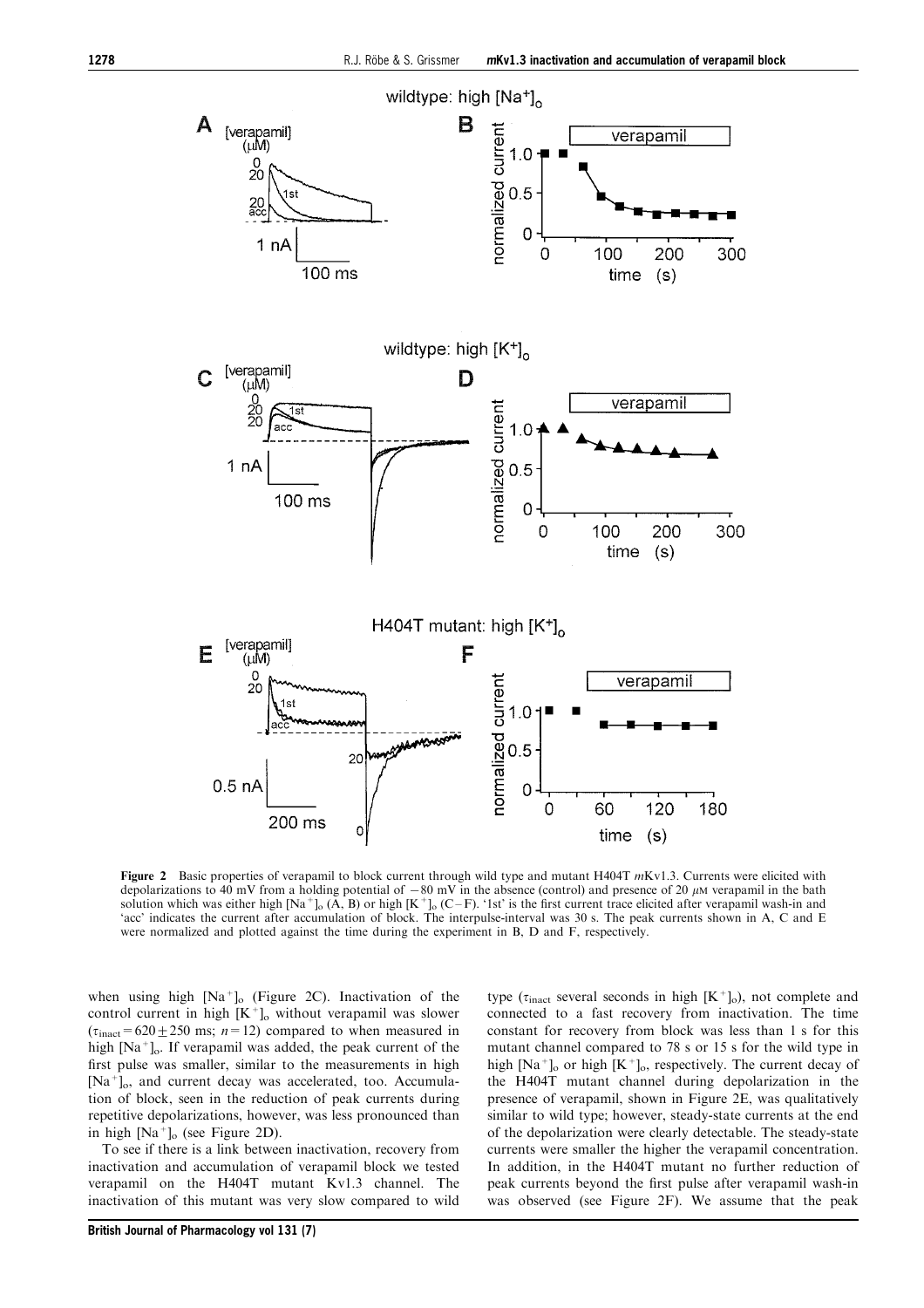**Figure 2** Basic properties of verapamil to block current through wild type and mutant H404T *m*Kv1.3. Currents were elicited with depolarizations to 40 mV from a holding potential of −80 mV in the absence (control) and presence of 20 $\mu$M verapamil in the bath solution which was either high $[Na^+]_o$ (A, B) or high $[K^+]_o$ (C–F). '1st' is the first current trace elicited after verapamil wash-in and 'acc' indicates the current after accumulation of block. The interpulse-interval was 30 s. The peak currents shown in A, C and E were normalized and plotted against the time during the experiment in B, D and F, respectively.

when using high $[Na^+]_o$ (Figure 2C). Inactivation of the control current in high $[K^+]_o$ without verapamil was slower ($\tau_{inact} = 620 \pm 250$ ms; $n = 12$) compared to when measured in high $[Na^+]_o$. If verapamil was added, the peak current of the first pulse was smaller, similar to the measurements in high $[Na^+]_o$, and current decay was accelerated, too. Accumulation of block, seen in the reduction of peak currents during repetitive depolarizations, however, was less pronounced than in high $[Na^+]_o$ (see Figure 2D).

To see if there is a link between inactivation, recovery from inactivation and accumulation of verapamil block we tested verapamil on the H404T mutant Kv1.3 channel. The inactivation of this mutant was very slow compared to wild type ($\tau_{inact}$ several seconds in high $[K^+]_o$), not complete and connected to a fast recovery from inactivation. The time constant for recovery from block was less than 1 s for this mutant channel compared to 78 s or 15 s for the wild type in high $[Na^+]_o$ or high $[K^+]_o$, respectively. The current decay of the H404T mutant channel during depolarization in the presence of verapamil, shown in Figure 2E, was qualitatively similar to wild type; however, steady-state currents at the end of the depolarization were clearly detectable. The steady-state currents were smaller the higher the verapamil concentration. In addition, in the H404T mutant no further reduction of peak currents beyond the first pulse after verapamil wash-in was observed (see Figure 2F). We assume that the peak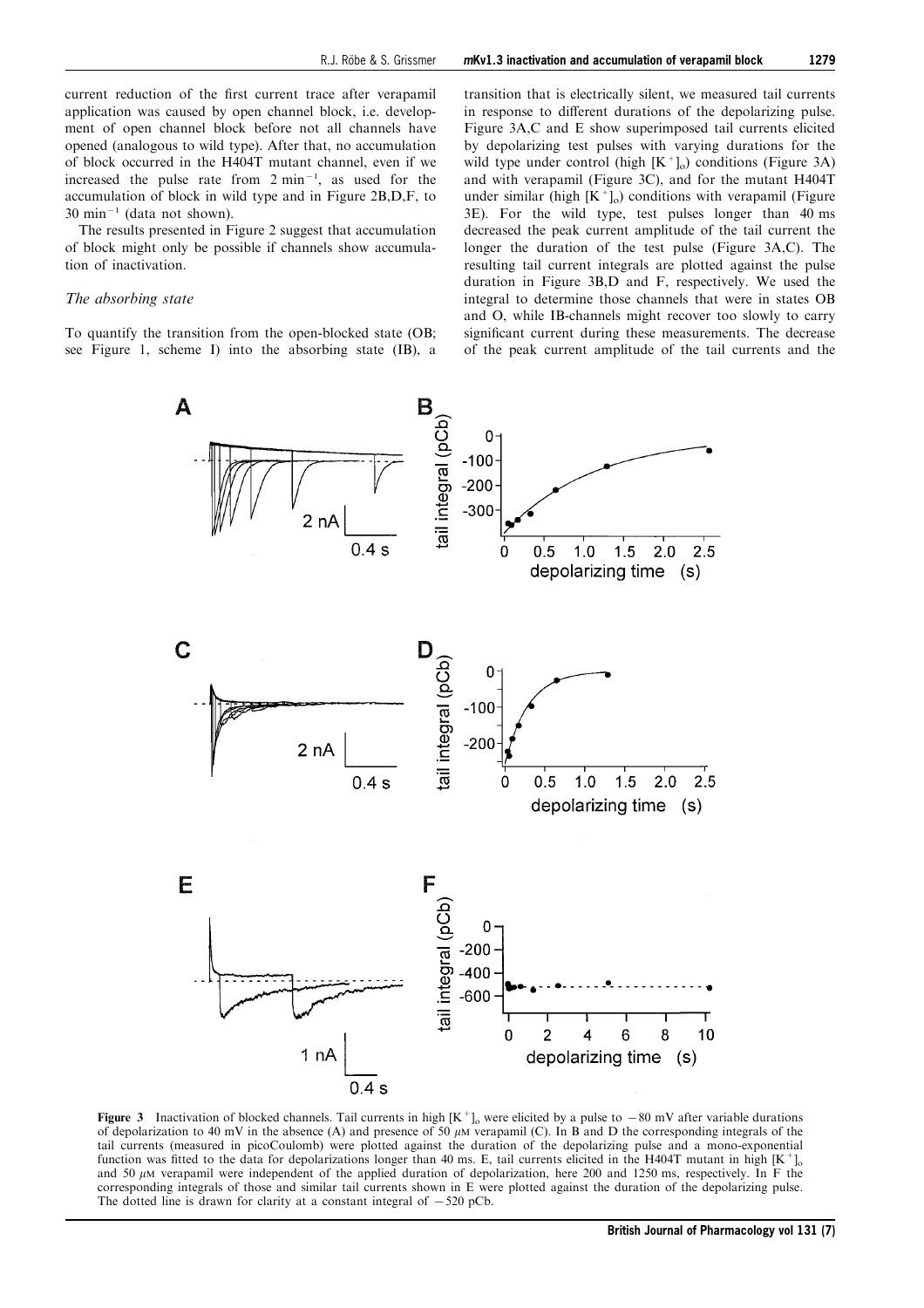current reduction of the first current trace after verapamil application was caused by open channel block, i.e. development of open channel block before not all channels have opened (analogous to wild type). After that, no accumulation of block occurred in the H404T mutant channel, even if we increased the pulse rate from 2 $min^{-1}$, as used for the accumulation of block in wild type and in Figure 2B,D,F, to 30 $min^{-1}$ (data not shown).

The results presented in Figure 2 suggest that accumulation of block might only be possible if channels show accumulation of inactivation.

### *The absorbing state*

To quantify the transition from the open-blocked state (OB; see Figure 1, scheme I) into the absorbing state (IB), a transition that is electrically silent, we measured tail currents in response to different durations of the depolarizing pulse. Figure 3A,C and E show superimposed tail currents elicited by depolarizing test pulses with varying durations for the wild type under control (high $[K^+]_o$) conditions (Figure 3A) and with verapamil (Figure 3C), and for the mutant H404T under similar (high $[K^+]_o$) conditions with verapamil (Figure 3E). For the wild type, test pulses longer than 40 ms decreased the peak current amplitude of the tail current the longer the duration of the test pulse (Figure 3A,C). The resulting tail current integrals are plotted against the pulse duration in Figure 3B,D and F, respectively. We used the integral to determine those channels that were in states OB and O, while IB-channels might recover too slowly to carry significant current during these measurements. The decrease of the peak current amplitude of the tail currents and the

**Figure 3** Inactivation of blocked channels. Tail currents in high $[K^+]_o$ were elicited by a pulse to −80 mV after variable durations of depolarization to 40 mV in the absence (A) and presence of 50 $\mu$M verapamil (C). In B and D the corresponding integrals of the tail currents (measured in picoCoulomb) were plotted against the duration of the depolarizing pulse and a mono-exponential function was fitted to the data for depolarizations longer than 40 ms. E, tail currents elicited in the H404T mutant in high $[K^+]_o$ and 50 $\mu$M verapamil were independent of the applied duration of depolarization, here 200 and 1250 ms, respectively. In F the corresponding integrals of those and similar tail currents shown in E were plotted against the duration of the depolarizing pulse. The dotted line is drawn for clarity at a constant integral of −520 pCb.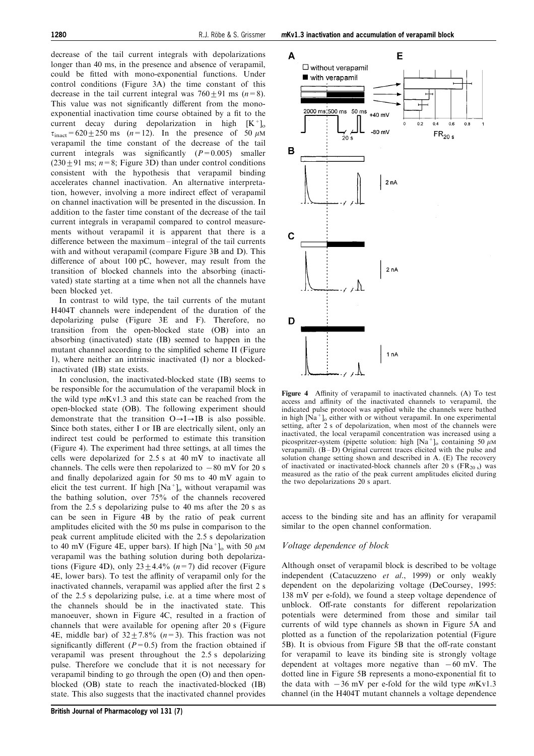decrease of the tail current integrals with depolarizations longer than 40 ms, in the presence and absence of verapamil, could be fitted with mono-exponential functions. Under control conditions (Figure 3A) the time constant of this decrease in the tail current integral was $760 \pm 91$ ms ($n=8$). This value was not significantly different from the mono-exponential inactivation time course obtained by a fit to the current decay during depolarization in high $[K^+]_o$ $\tau_{inact} = 620 \pm 250$ ms ($n=12$). In the presence of 50 $\mu$M verapamil the time constant of the decrease of the tail current integrals was significantly ($P=0.005$) smaller ($230 \pm 91$ ms; $n=8$; Figure 3D) than under control conditions consistent with the hypothesis that verapamil binding accelerates channel inactivation. An alternative interpretation, however, involving a more indirect effect of verapamil on channel inactivation will be presented in the discussion. In addition to the faster time constant of the decrease of the tail current integrals in verapamil compared to control measurements without verapamil it is apparent that there is a difference between the maximum – integral of the tail currents with and without verapamil (compare Figure 3B and D). This difference of about 100 pC, however, may result from the transition of blocked channels into the absorbing (inactivated) state starting at a time when not all the channels have been blocked yet.

In contrast to wild type, the tail currents of the mutant H404T channels were independent of the duration of the depolarizing pulse (Figure 3E and F). Therefore, no transition from the open-blocked state (OB) into an absorbing (inactivated) state (IB) seemed to happen in the mutant channel according to the simplified scheme II (Figure 1), where neither an intrinsic inactivated (I) nor a blocked-inactivated (IB) state exists.

In conclusion, the inactivated-blocked state (IB) seems to be responsible for the accumulation of the verapamil block in the wild type *m*Kv1.3 and this state can be reached from the open-blocked state (OB). The following experiment should demonstrate that the transition O→I→IB is also possible. Since both states, either I or IB are electrically silent, only an indirect test could be performed to estimate this transition (Figure 4). The experiment had three settings, at all times the cells were depolarized for 2.5 s at 40 mV to inactivate all channels. The cells were then repolarized to $-80$ mV for 20 s and finally depolarized again for 50 ms to 40 mV again to elicit the test current. If high $[Na^+]_o$ without verapamil was the bathing solution, over 75% of the channels recovered from the 2.5 s depolarizing pulse to 40 ms after the 20 s as can be seen in Figure 4B by the ratio of peak current amplitudes elicited with the 50 ms pulse in comparison to the peak current amplitude elicited with the 2.5 s depolarization to 40 mV (Figure 4E, upper bars). If high $[Na^+]_o$ with 50 $\mu$M verapamil was the bathing solution during both depolarizations (Figure 4D), only $23 \pm 4.4\%$ ($n=7$) did recover (Figure 4E, lower bars). To test the affinity of verapamil only for the inactivated channels, verapamil was applied after the first 2 s of the 2.5 s depolarizing pulse, i.e. at a time where most of the channels should be in the inactivated state. This manoeuver, shown in Figure 4C, resulted in a fraction of channels that were available for opening after 20 s (Figure 4E, middle bar) of $32 \pm 7.8\%$ ($n=3$). This fraction was not significantly different ($P=0.5$) from the fraction obtained if verapamil was present throughout the 2.5 s depolarizing pulse. Therefore we conclude that it is not necessary for verapamil binding to go through the open (O) and then open-blocked (OB) state to reach the inactivated-blocked (IB) state. This also suggests that the inactivated channel provides access to the binding site and has an affinity for verapamil similar to the open channel conformation.

**Figure 4** Affinity of verapamil to inactivated channels. (A) To test access and affinity of the inactivated channels to verapamil, the indicated pulse protocol was applied while the channels were bathed in high $[Na^+]_o$ either with or without verapamil. In one experimental setting, after 2 s of depolarization, when most of the channels were inactivated, the local verapamil concentration was increased using a picospritzer-system (pipette solution: high $[Na^+]_o$ containing 50 $\mu$M verapamil). (B–D) Original current traces elicited with the pulse and solution change setting shown and described in A. (E) The recovery of inactivated or inactivated-block channels after 20 s ($FR_{20\,s}$) was measured as the ratio of the peak current amplitudes elicited during the two depolarizations 20 s apart.

### *Voltage dependence of block*

Although onset of verapamil block is described to be voltage independent (Catacuzzeno *et al*., 1999) or only weakly dependent on the depolarizing voltage (DeCoursey, 1995: 138 mV per e-fold), we found a steep voltage dependence of unblock. Off-rate constants for different repolarization potentials were determined from those and similar tail currents of wild type channels as shown in Figure 5A and plotted as a function of the repolarization potential (Figure 5B). It is obvious from Figure 5B that the off-rate constant for verapamil to leave its binding site is strongly voltage dependent at voltages more negative than $-60$ mV. The dotted line in Figure 5B represents a mono-exponential fit to the data with $-36$ mV per e-fold for the wild type *m*Kv1.3 channel (in the H404T mutant channels a voltage dependence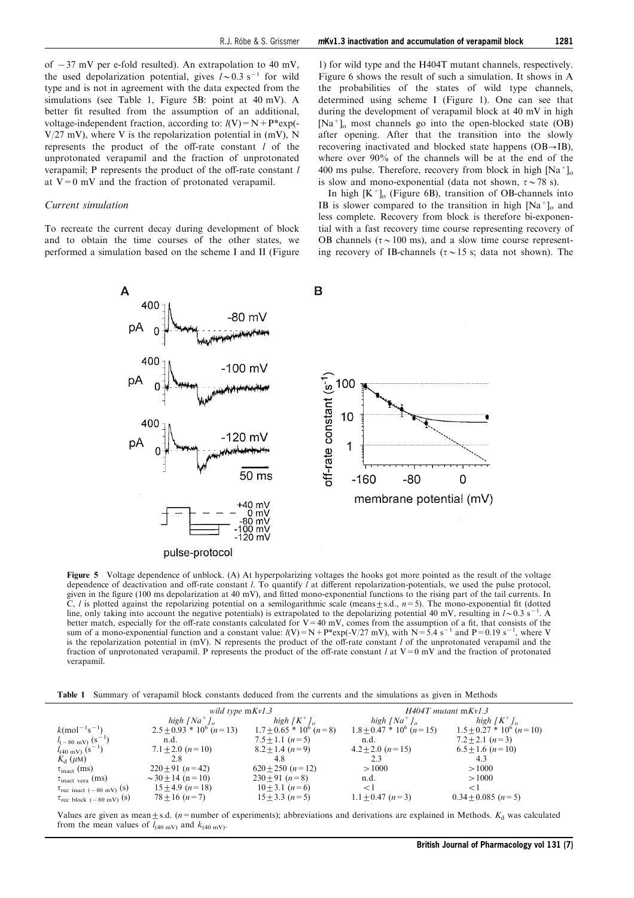of −37 mV per e-fold resulted). An extrapolation to 40 mV, the used depolarization potential, gives $l \sim 0.3\ s^{-1}$ for wild type and is not in agreement with the data expected from the simulations (see Table 1, Figure 5B: point at 40 mV). A better fit resulted from the assumption of an additional, voltage-independent fraction, according to: $l(V) = N + P*\exp(-V/27\ mV)$, where V is the repolarization potential in (mV), N represents the product of the off-rate constant $l$ of the unprotonated verapamil and the fraction of unprotonated verapamil; P represents the product of the off-rate constant $l$ at V = 0 mV and the fraction of protonated verapamil.

### Current simulation

To recreate the current decay during development of block and to obtain the time courses of the other states, we performed a simulation based on the scheme I and II (Figure 1) for wild type and the H404T mutant channels, respectively. Figure 6 shows the result of such a simulation. It shows in A the probabilities of the states of wild type channels, determined using scheme I (Figure 1). One can see that during the development of verapamil block at 40 mV in high $[Na^+]_o$ most channels go into the open-blocked state (OB) after opening. After that the transition into the slowly recovering inactivated and blocked state happens (OB→IB), where over 90% of the channels will be at the end of the 400 ms pulse. Therefore, recovery from block in high $[Na^+]_o$ is slow and mono-exponential (data not shown, $\tau \sim 78$ s).

In high $[K^+]_o$ (Figure 6B), transition of OB-channels into IB is slower compared to the transition in high $[Na^+]_o$ and less complete. Recovery from block is therefore bi-exponential with a fast recovery time course representing recovery of OB channels ($\tau \sim 100$ ms), and a slow time course representing recovery of IB-channels ($\tau \sim 15$ s; data not shown). The

**Figure 5** Voltage dependence of unblock. (A) At hyperpolarizing voltages the hooks got more pointed as the result of the voltage dependence of deactivation and off-rate constant $l$. To quantify $l$ at different repolarization-potentials, we used the pulse protocol, given in the figure (100 ms depolarization at 40 mV), and fitted mono-exponential functions to the rising part of the tail currents. In C, $l$ is plotted against the repolarizing potential on a semilogarithmic scale (means ± s.d., $n = 5$). The mono-exponential fit (dotted line, only taking into account the negative potentials) is extrapolated to the depolarizing potential 40 mV, resulting in $l \sim 0.3\ s^{-1}$. A better match, especially for the off-rate constants calculated for V = 40 mV, comes from the assumption of a fit, that consists of the sum of a mono-exponential function and a constant value: $l(V) = N + P*\exp(-V/27\ mV)$, with $N = 5.4\ s^{-1}$ and $P = 0.19\ s^{-1}$, where V is the repolarization potential in (mV). N represents the product of the off-rate constant $l$ of the unprotonated verapamil and the fraction of unprotonated verapamil. P represents the product of the off-rate constant $l$ at V = 0 mV and the fraction of protonated verapamil.

**Table 1** Summary of verapamil block constants deduced from the currents and the simulations as given in Methods

| | wild type mKv1.3 | | H404T mutant mKv1.3 | |
|---|---|---|---|---|
| | high $[Na^+]_o$ | high $[K^+]_o$ | high $[Na^+]_o$ | high $[K^+]_o$ |
| $k$(mol$^{-1}$s$^{-1}$) | 2.5 ± 0.93 * 10$^6$ ($n$ = 13) | 1.7 ± 0.65 * 10$^6$ ($n$ = 8) | 1.8 ± 0.47 * 10$^6$ ($n$ = 15) | 1.5 ± 0.27 * 10$^6$ ($n$ = 10) |
| $l_{(-80\ mV)}$ (s$^{-1}$) | n.d. | 7.5 ± 1.1 ($n$ = 5) | n.d. | 7.2 ± 2.1 ($n$ = 3) |
| $l_{(40\ mV)}$ (s$^{-1}$) | 7.1 ± 2.0 ($n$ = 10) | 8.2 ± 1.4 ($n$ = 9) | 4.2 ± 2.0 ($n$ = 15) | 6.5 ± 1.6 ($n$ = 10) |
| $K_d$ ($\mu$M) | 2.8 | 4.8 | 2.3 | 4.3 |
| $\tau_{inact}$ (ms) | 220 ± 91 ($n$ = 42) | 620 ± 250 ($n$ = 12) | > 1000 | > 1000 |
| $\tau_{inact\ vera}$ (ms) | ~30 ± 14 (n = 10) | 230 ± 91 ($n$ = 8) | n.d. | > 1000 |
| $\tau_{rec\ inact\ (-80\ mV)}$ (s) | 15 ± 4.9 ($n$ = 18) | 10 ± 3.1 ($n$ = 6) | < 1 | < 1 |
| $\tau_{rec\ block\ (-80\ mV)}$ (s) | 78 ± 16 ($n$ = 7) | 15 ± 3.3 ($n$ = 5) | 1.1 ± 0.47 ($n$ = 3) | 0.34 ± 0.085 ($n$ = 5) |

Values are given as mean ± s.d. ($n$ = number of experiments); abbreviations and derivations are explained in Methods. $K_d$ was calculated from the mean values of $l_{(40\ mV)}$ and $k_{(40\ mV)}$.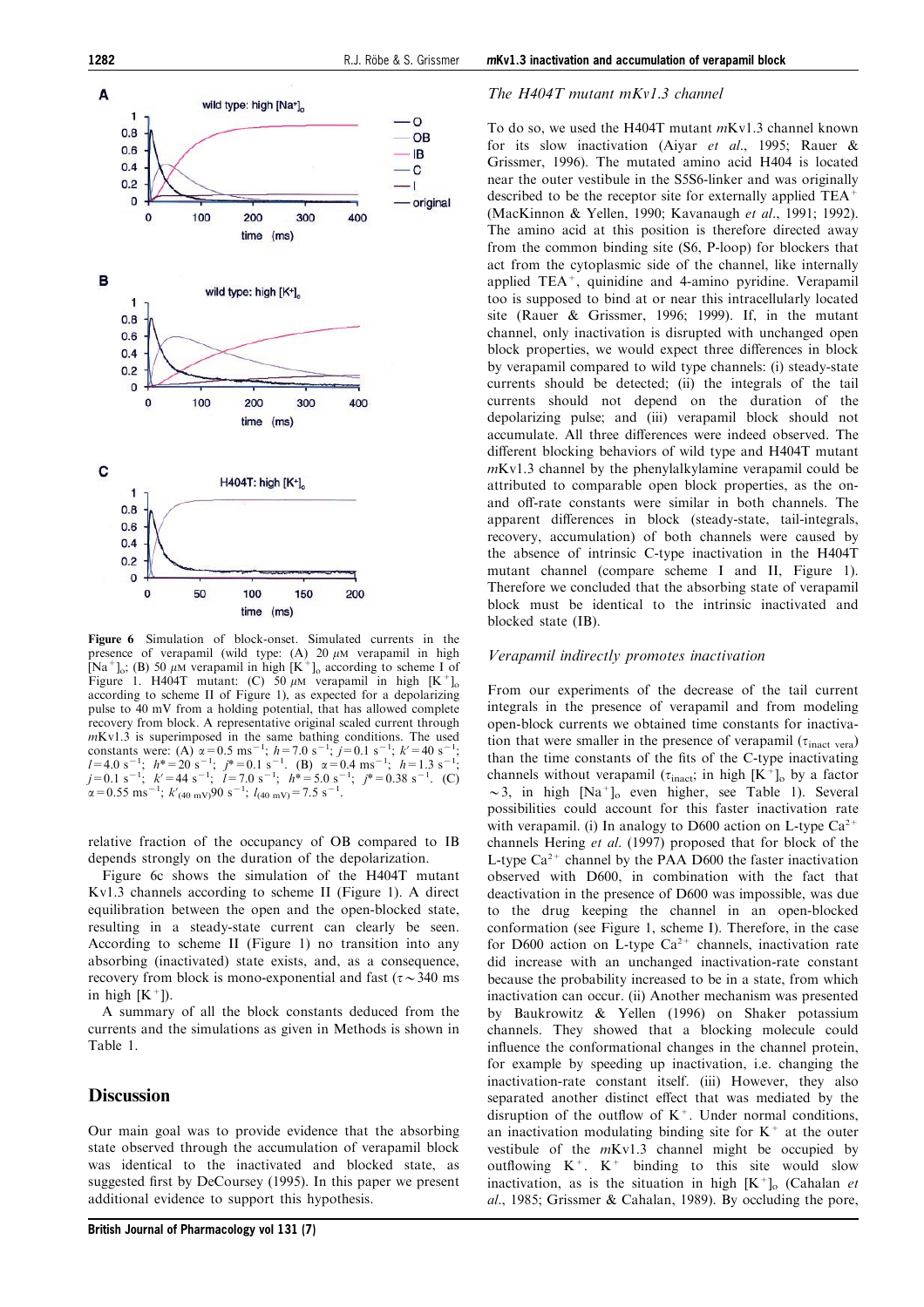Figure 6 Simulation of block-onset. Simulated currents in the presence of verapamil (wild type: (A) 20 $\mu$M verapamil in high $[Na^+]_o$; (B) 50 $\mu$M verapamil in high $[K^+]_o$ according to scheme I of Figure 1. H404T mutant: (C) 50 $\mu$M verapamil in high $[K^+]_o$ according to scheme II of Figure 1), as expected for a depolarizing pulse to 40 mV from a holding potential, that has allowed complete recovery from block. A representative original scaled current through $m$Kv1.3 is superimposed in the same bathing conditions. The used constants were: (A) $\alpha = 0.5$ ms$^{-1}$; $h = 7.0$ s$^{-1}$; $j = 0.1$ s$^{-1}$; $k' = 40$ s$^{-1}$; $l = 4.0$ s$^{-1}$; $h^* = 20$ s$^{-1}$; $j^* = 0.1$ s$^{-1}$. (B) $\alpha = 0.4$ ms$^{-1}$; $h = 1.3$ s$^{-1}$; $j = 0.1$ s$^{-1}$; $k' = 44$ s$^{-1}$; $l = 7.0$ s$^{-1}$; $h^* = 5.0$ s$^{-1}$; $j^* = 0.38$ s$^{-1}$. (C) $\alpha = 0.55$ ms$^{-1}$; $k'_{(40\ mV)} 90$ s$^{-1}$; $l_{(40\ mV)} = 7.5$ s$^{-1}$.

relative fraction of the occupancy of OB compared to IB depends strongly on the duration of the depolarization.

Figure 6c shows the simulation of the H404T mutant Kv1.3 channels according to scheme II (Figure 1). A direct equilibration between the open and the open-blocked state, resulting in a steady-state current can clearly be seen. According to scheme II (Figure 1) no transition into any absorbing (inactivated) state exists, and, as a consequence, recovery from block is mono-exponential and fast ($\tau \sim 340$ ms in high $[K^+]$).

A summary of all the block constants deduced from the currents and the simulations as given in Methods is shown in Table 1.

## Discussion

Our main goal was to provide evidence that the absorbing state observed through the accumulation of verapamil block was identical to the inactivated and blocked state, as suggested first by DeCoursey (1995). In this paper we present additional evidence to support this hypothesis.

### *The H404T mutant mKv1.3 channel*

To do so, we used the H404T mutant $m$Kv1.3 channel known for its slow inactivation (Aiyar *et al*., 1995; Rauer & Grissmer, 1996). The mutated amino acid H404 is located near the outer vestibule in the S5S6-linker and was originally described to be the receptor site for externally applied $TEA^+$ (MacKinnon & Yellen, 1990; Kavanaugh *et al*., 1991; 1992). The amino acid at this position is therefore directed away from the common binding site (S6, P-loop) for blockers that act from the cytoplasmic side of the channel, like internally applied $TEA^+$, quinidine and 4-amino pyridine. Verapamil too is supposed to bind at or near this intracellularly located site (Rauer & Grissmer, 1996; 1999). If, in the mutant channel, only inactivation is disrupted with unchanged open block properties, we would expect three differences in block by verapamil compared to wild type channels: (i) steady-state currents should be detected; (ii) the integrals of the tail currents should not depend on the duration of the depolarizing pulse; and (iii) verapamil block should not accumulate. All three differences were indeed observed. The different blocking behaviors of wild type and H404T mutant $m$Kv1.3 channel by the phenylalkylamine verapamil could be attributed to comparable open block properties, as the on- and off-rate constants were similar in both channels. The apparent differences in block (steady-state, tail-integrals, recovery, accumulation) of both channels were caused by the absence of intrinsic C-type inactivation in the H404T mutant channel (compare scheme I and II, Figure 1). Therefore we concluded that the absorbing state of verapamil block must be identical to the intrinsic inactivated and blocked state (IB).

### *Verapamil indirectly promotes inactivation*

From our experiments of the decrease of the tail current integrals in the presence of verapamil and from modeling open-block currents we obtained time constants for inactivation that were smaller in the presence of verapamil ($\tau_{inact\ vera}$) than the time constants of the fits of the C-type inactivating channels without verapamil ($\tau_{inact}$; in high $[K^+]_o$ by a factor $\sim 3$, in high $[Na^+]_o$ even higher, see Table 1). Several possibilities could account for this faster inactivation rate with verapamil. (i) In analogy to D600 action on L-type $Ca^{2+}$ channels Hering *et al*. (1997) proposed that for block of the L-type $Ca^{2+}$ channel by the PAA D600 the faster inactivation observed with D600, in combination with the fact that deactivation in the presence of D600 was impossible, was due to the drug keeping the channel in an open-blocked conformation (see Figure 1, scheme I). Therefore, in the case for D600 action on L-type $Ca^{2+}$ channels, inactivation rate did increase with an unchanged inactivation-rate constant because the probability increased to be in a state, from which inactivation can occur. (ii) Another mechanism was presented by Baukrowitz & Yellen (1996) on Shaker potassium channels. They showed that a blocking molecule could influence the conformational changes in the channel protein, for example by speeding up inactivation, i.e. changing the inactivation-rate constant itself. (iii) However, they also separated another distinct effect that was mediated by the disruption of the outflow of $K^+$. Under normal conditions, an inactivation modulating binding site for $K^+$ at the outer vestibule of the $m$Kv1.3 channel might be occupied by outflowing $K^+$. $K^+$ binding to this site would slow inactivation, as is the situation in high $[K^+]_o$ (Cahalan *et al*., 1985; Grissmer & Cahalan, 1989). By occluding the pore,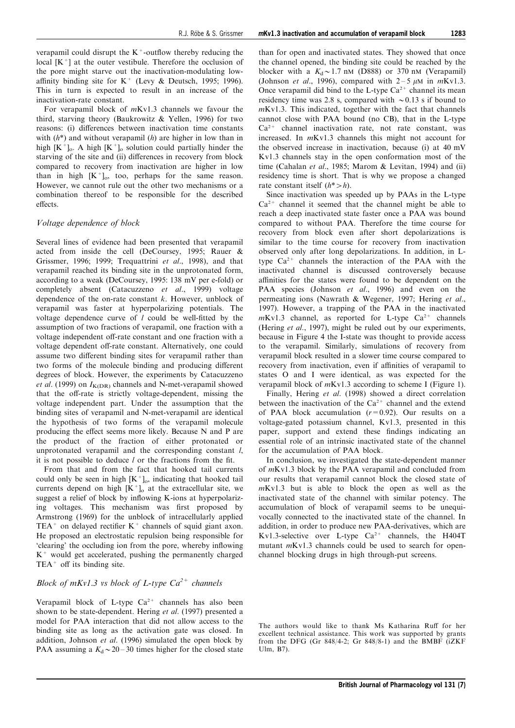verapamil could disrupt the $K^+$-outflow thereby reducing the local $[K^+]$ at the outer vestibule. Therefore the occlusion of the pore might starve out the inactivation-modulating low-affinity binding site for $K^+$ (Levy & Deutsch, 1995; 1996). This in turn is expected to result in an increase of the inactivation-rate constant.

For verapamil block of *m*Kv1.3 channels we favour the third, starving theory (Baukrowitz & Yellen, 1996) for two reasons: (i) differences between inactivation time constants with ($h$*) and without verapamil ($h$) are higher in low than in high $[K^+]_o$. A high $[K^+]_o$ solution could partially hinder the starving of the site and (ii) differences in recovery from block compared to recovery from inactivation are higher in low than in high $[K^+]_o$, too, perhaps for the same reason. However, we cannot rule out the other two mechanisms or a combination thereof to be responsible for the described effects.

### *Voltage dependence of block*

Several lines of evidence had been presented that verapamil acted from inside the cell (DeCoursey, 1995; Rauer & Grissmer, 1996; 1999; Trequattrini *et al*., 1998), and that verapamil reached its binding site in the unprotonated form, according to a weak (DeCoursey, 1995: 138 mV per e-fold) or completely absent (Catacuzzeno *et al*., 1999) voltage dependence of the on-rate constant $k$. However, unblock of verapamil was faster at hyperpolarizing potentials. The voltage dependence curve of $l$ could be well-fitted by the assumption of two fractions of verapamil, one fraction with a voltage independent off-rate constant and one fraction with a voltage dependent off-rate constant. Alternatively, one could assume two different binding sites for verapamil rather than two forms of the molecule binding and producing different degrees of block. However, the experiments by Catacuzzeno *et al*. (1999) on $I_{K(DR)}$ channels and N-met-verapamil showed that the off-rate is strictly voltage-dependent, missing the voltage independent part. Under the assumption that the binding sites of verapamil and N-met-verapamil are identical the hypothesis of two forms of the verapamil molecule producing the effect seems more likely. Because N and P are the product of the fraction of either protonated or unprotonated verapamil and the corresponding constant $l$, it is not possible to deduce $l$ or the fractions from the fit.

From that and from the fact that hooked tail currents could only be seen in high $[K^+]_o$, indicating that hooked tail currents depend on high $[K^+]_o$ at the extracellular site, we suggest a relief of block by inflowing K-ions at hyperpolarizing voltages. This mechanism was first proposed by Armstrong (1969) for the unblock of intracellularly applied $TEA^+$ on delayed rectifier $K^+$ channels of squid giant axon. He proposed an electrostatic repulsion being responsible for 'clearing' the occluding ion from the pore, whereby inflowing $K^+$ would get accelerated, pushing the permanently charged $TEA^+$ off its binding site.

### *Block of mKv1.3 vs block of L-type $Ca^{2+}$ channels*

Verapamil block of L-type $Ca^{2+}$ channels has also been shown to be state-dependent. Hering *et al*. (1997) presented a model for PAA interaction that did not allow access to the binding site as long as the activation gate was closed. In addition, Johnson *et al*. (1996) simulated the open block by PAA assuming a $K_d \sim 20-30$ times higher for the closed state than for open and inactivated states. They showed that once the channel opened, the binding site could be reached by the blocker with a $K_d \sim 1.7$ nM (D888) or 370 nM (Verapamil) (Johnson *et al*., 1996), compared with 2–5 $\mu$M in *m*Kv1.3. Once verapamil did bind to the L-type $Ca^{2+}$ channel its mean residency time was 2.8 s, compared with $\sim$0.13 s if bound to *m*Kv1.3. This indicated, together with the fact that channels cannot close with PAA bound (no CB), that in the L-type $Ca^{2+}$ channel inactivation rate, not rate constant, was increased. In *m*Kv1.3 channels this might not account for the observed increase in inactivation, because (i) at 40 mV Kv1.3 channels stay in the open conformation most of the time (Cahalan *et al*., 1985; Marom & Levitan, 1994) and (ii) residency time is short. That is why we propose a changed rate constant itself ($h$*$>h$).

Since inactivation was speeded up by PAAs in the L-type $Ca^{2+}$ channel it seemed that the channel might be able to reach a deep inactivated state faster once a PAA was bound compared to without PAA. Therefore the time course for recovery from block even after short depolarizations is similar to the time course for recovery from inactivation observed only after long depolarizations. In addition, in L-type $Ca^{2+}$ channels the interaction of the PAA with the inactivated channel is discussed controversely because affinities for the states were found to be dependent on the PAA species (Johnson *et al*., 1996) and even on the permeating ions (Nawrath & Wegener, 1997; Hering *et al*., 1997). However, a trapping of the PAA in the inactivated *m*Kv1.3 channel, as reported for L-type $Ca^{2+}$ channels (Hering *et al*., 1997), might be ruled out by our experiments, because in Figure 4 the I-state was thought to provide access to the verapamil. Similarly, simulations of recovery from verapamil block resulted in a slower time course compared to recovery from inactivation, even if affinities of verapamil to states O and I were identical, as was expected for the verapamil block of *m*Kv1.3 according to scheme I (Figure 1).

Finally, Hering *et al*. (1998) showed a direct correlation between the inactivation of the $Ca^{2+}$ channel and the extend of PAA block accumulation ($r=0.92$). Our results on a voltage-gated potassium channel, Kv1.3, presented in this paper, support and extend these findings indicating an essential role of an intrinsic inactivated state of the channel for the accumulation of PAA block.

In conclusion, we investigated the state-dependent manner of *m*Kv1.3 block by the PAA verapamil and concluded from our results that verapamil cannot block the closed state of *m*Kv1.3 but is able to block the open as well as the inactivated state of the channel with similar potency. The accumulation of block of verapamil seems to be unequivocally connected to the inactivated state of the channel. In addition, in order to produce new PAA-derivatives, which are Kv1.3-selective over L-type $Ca^{2+}$ channels, the H404T mutant *m*Kv1.3 channels could be used to search for open-channel blocking drugs in high through-put screens.

The authors would like to thank Ms Katharina Ruff for her excellent technical assistance. This work was supported by grants from the DFG (Gr 848/4-2; Gr 848/8-1) and the BMBF (iZKF Ulm, B7).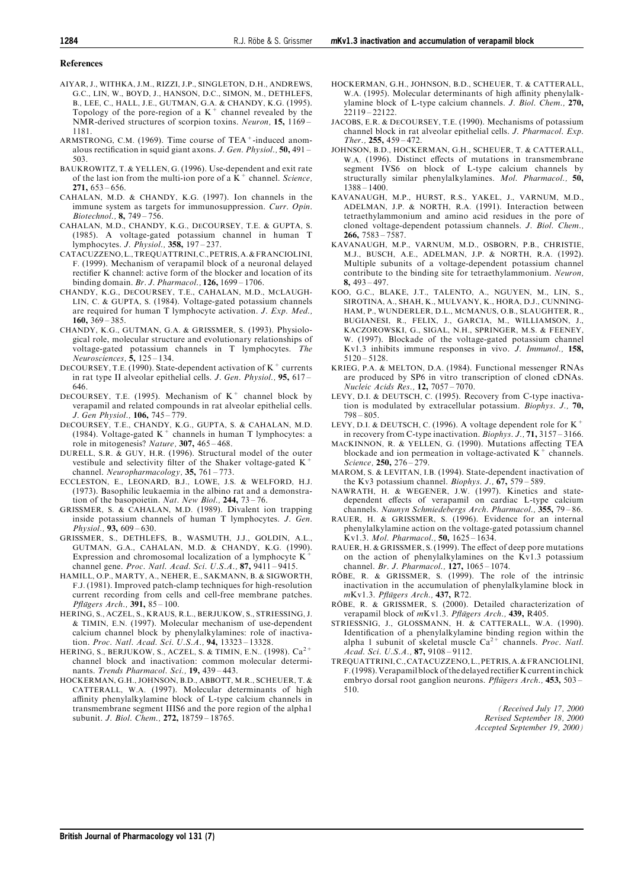## References

AIYAR, J., WITHKA, J.M., RIZZI, J.P., SINGLETON, D.H., ANDREWS, G.C., LIN, W., BOYD, J., HANSON, D.C., SIMON, M., DETHLEFS, B., LEE, C., HALL, J.E., GUTMAN, G.A. & CHANDY, K.G. (1995). Topology of the pore-region of a $K^+$ channel revealed by the NMR-derived structures of scorpion toxins. *Neuron*, **15**, 1169–1181.

ARMSTRONG, C.M. (1969). Time course of $TEA^+$-induced anomalous rectification in squid giant axons. *J. Gen. Physiol.*, **50**, 491–503.

BAUKROWITZ, T. & YELLEN, G. (1996). Use-dependent and exit rate of the last ion from the multi-ion pore of a $K^+$ channel. *Science*, **271**, 653–656.

CAHALAN, M.D. & CHANDY, K.G. (1997). Ion channels in the immune system as targets for immunosuppression. *Curr. Opin. Biotechnol.*, **8**, 749–756.

CAHALAN, M.D., CHANDY, K.G., DECOURSEY, T.E. & GUPTA, S. (1985). A voltage-gated potassium channel in human T lymphocytes. *J. Physiol.*, **358**, 197–237.

CATACUZZENO, L., TREQUATTRINI, C., PETRIS, A. & FRANCIOLINI, F. (1999). Mechanism of verapamil block of a neuronal delayed rectifier K channel: active form of the blocker and location of its binding domain. *Br. J. Pharmacol.*, **126**, 1699–1706.

CHANDY, K.G., DECOURSEY, T.E., CAHALAN, M.D., MCLAUGHLIN, C. & GUPTA, S. (1984). Voltage-gated potassium channels are required for human T lymphocyte activation. *J. Exp. Med.*, **160**, 369–385.

CHANDY, K.G., GUTMAN, G.A. & GRISSMER, S. (1993). Physiological role, molecular structure and evolutionary relationships of voltage-gated potassium channels in T lymphocytes. *The Neurosciences*, **5**, 125–134.

DECOURSEY, T.E. (1990). State-dependent activation of $K^+$ currents in rat type II alveolar epithelial cells. *J. Gen. Physiol.*, **95**, 617–646.

DECOURSEY, T.E. (1995). Mechanism of $K^+$ channel block by verapamil and related compounds in rat alveolar epithelial cells. *J. Gen Physiol.*, **106**, 745–779.

DECOURSEY, T.E., CHANDY, K.G., GUPTA, S. & CAHALAN, M.D. (1984). Voltage-gated $K^+$ channels in human T lymphocytes: a role in mitogenesis? *Nature*, **307**, 465–468.

DURELL, S.R. & GUY, H.R. (1996). Structural model of the outer vestibule and selectivity filter of the Shaker voltage-gated $K^+$ channel. *Neuropharmacology*, **35**, 761–773.

ECCLESTON, E., LEONARD, B.J., LOWE, J.S. & WELFORD, H.J. (1973). Basophilic leukaemia in the albino rat and a demonstration of the basopoietin. *Nat. New Biol.*, **244**, 73–76.

GRISSMER, S. & CAHALAN, M.D. (1989). Divalent ion trapping inside potassium channels of human T lymphocytes. *J. Gen. Physiol.*, **93**, 609–630.

GRISSMER, S., DETHLEFS, B., WASMUTH, J.J., GOLDIN, A.L., GUTMAN, G.A., CAHALAN, M.D. & CHANDY, K.G. (1990). Expression and chromosomal localization of a lymphocyte $K^+$ channel gene. *Proc. Natl. Acad. Sci. U.S.A.*, **87**, 9411–9415.

HAMILL, O.P., MARTY, A., NEHER, E., SAKMANN, B. & SIGWORTH, F.J. (1981). Improved patch-clamp techniques for high-resolution current recording from cells and cell-free membrane patches. *Pflügers Arch.*, **391**, 85–100.

HERING, S., ACZEL, S., KRAUS, R.L., BERJUKOW, S., STRIESSING, J. & TIMIN, E.N. (1997). Molecular mechanism of use-dependent calcium channel block by phenylalkylamines: role of inactivation. *Proc. Natl. Acad. Sci. U.S.A.*, **94**, 13323–13328.

HERING, S., BERJUKOW, S., ACZEL, S. & TIMIN, E.N.. (1998). $Ca^{2+}$ channel block and inactivation: common molecular determinants. *Trends Pharmacol. Sci.*, **19**, 439–443.

HOCKERMAN, G.H., JOHNSON, B.D., ABBOTT, M.R., SCHEUER, T. & CATTERALL, W.A. (1997). Molecular determinants of high affinity phenylalkylamine block of L-type calcium channels in transmembrane segment IIIS6 and the pore region of the alpha1 subunit. *J. Biol. Chem.*, **272**, 18759–18765.

HOCKERMAN, G.H., JOHNSON, B.D., SCHEUER, T. & CATTERALL, W.A. (1995). Molecular determinants of high affinity phenylalkylamine block of L-type calcium channels. *J. Biol. Chem.*, **270**, 22119–22122.

JACOBS, E.R. & DECOURSEY, T.E. (1990). Mechanisms of potassium channel block in rat alveolar epithelial cells. *J. Pharmacol. Exp. Ther.*, **255**, 459–472.

JOHNSON, B.D., HOCKERMAN, G.H., SCHEUER, T. & CATTERALL, W.A. (1996). Distinct effects of mutations in transmembrane segment IVS6 on block of L-type calcium channels by structurally similar phenylalkylamines. *Mol. Pharmacol.*, **50**, 1388–1400.

KAVANAUGH, M.P., HURST, R.S., YAKEL, J., VARNUM, M.D., ADELMAN, J.P. & NORTH, R.A. (1991). Interaction between tetraethylammonium and amino acid residues in the pore of cloned voltage-dependent potassium channels. *J. Biol. Chem.*, **266**, 7583–7587.

KAVANAUGH, M.P., VARNUM, M.D., OSBORN, P.B., CHRISTIE, M.J., BUSCH, A.E., ADELMAN, J.P. & NORTH, R.A. (1992). Multiple subunits of a voltage-dependent potassium channel contribute to the binding site for tetraethylammonium. *Neuron*, **8**, 493–497.

KOO, G.C., BLAKE, J.T., TALENTO, A., NGUYEN, M., LIN, S., SIROTINA, A., SHAH, K., MULVANY, K., HORA, D.J., CUNNINGHAM, P., WUNDERLER, D.L., MCMANUS, O.B., SLAUGHTER, R., BUGIANESI, R., FELIX, J., GARCIA, M., WILLIAMSON, J., KACZOROWSKI, G., SIGAL, N.H., SPRINGER, M.S. & FEENEY, W. (1997). Blockade of the voltage-gated potassium channel Kv1.3 inhibits immune responses in vivo. *J. Immunol.*, **158**, 5120–5128.

KRIEG, P.A. & MELTON, D.A. (1984). Functional messenger RNAs are produced by SP6 in vitro transcription of cloned cDNAs. *Nucleic Acids Res.*, **12**, 7057–7070.

LEVY, D.I. & DEUTSCH, C. (1995). Recovery from C-type inactivation is modulated by extracellular potassium. *Biophys. J.*, **70**, 798–805.

LEVY, D.I. & DEUTSCH, C. (1996). A voltage dependent role for $K^+$ in recovery from C-type inactivation. *Biophys. J.*, **71**, 3157–3166.

MACKINNON, R. & YELLEN, G. (1990). Mutations affecting TEA blockade and ion permeation in voltage-activated $K^+$ channels. *Science*, **250**, 276–279.

MAROM, S. & LEVITAN, I.B. (1994). State-dependent inactivation of the Kv3 potassium channel. *Biophys. J.*, **67**, 579–589.

NAWRATH, H. & WEGENER, J.W. (1997). Kinetics and state-dependent effects of verapamil on cardiac L-type calcium channels. *Naunyn Schmiedebergs Arch. Pharmacol.*, **355**, 79–86.

RAUER, H. & GRISSMER, S. (1996). Evidence for an internal phenylalkylamine action on the voltage-gated potassium channel Kv1.3. *Mol. Pharmacol.*, **50**, 1625–1634.

RAUER, H. & GRISSMER, S. (1999). The effect of deep pore mutations on the action of phenylalkylamines on the Kv1.3 potassium channel. *Br. J. Pharmacol.*, **127**, 1065–1074.

RÖBE, R. & GRISSMER, S. (1999). The role of the intrinsic inactivation in the accumulation of phenylalkylamine block in *m*Kv1.3. *Pflügers Arch.*, **437**, R72.

RÖBE, R. & GRISSMER, S. (2000). Detailed characterization of verapamil block of *m*Kv1.3. *Pflügers Arch.*, **439**, R405.

STRIESSNIG, J., GLOSSMANN, H. & CATTERALL, W.A. (1990). Identification of a phenylalkylamine binding region within the alpha 1 subunit of skeletal muscle $Ca^{2+}$ channels. *Proc. Natl. Acad. Sci. U.S.A.*, **87**, 9108–9112.

TREQUATTRINI, C., CATACUZZENO, L., PETRIS, A. & FRANCIOLINI, F. (1998). Verapamil block of the delayed rectifier K current in chick embryo dorsal root ganglion neurons. *Pflügers Arch.*, **453**, 503–510.

*(Received July 17, 2000*
*Revised September 18, 2000*
*Accepted September 19, 2000)*